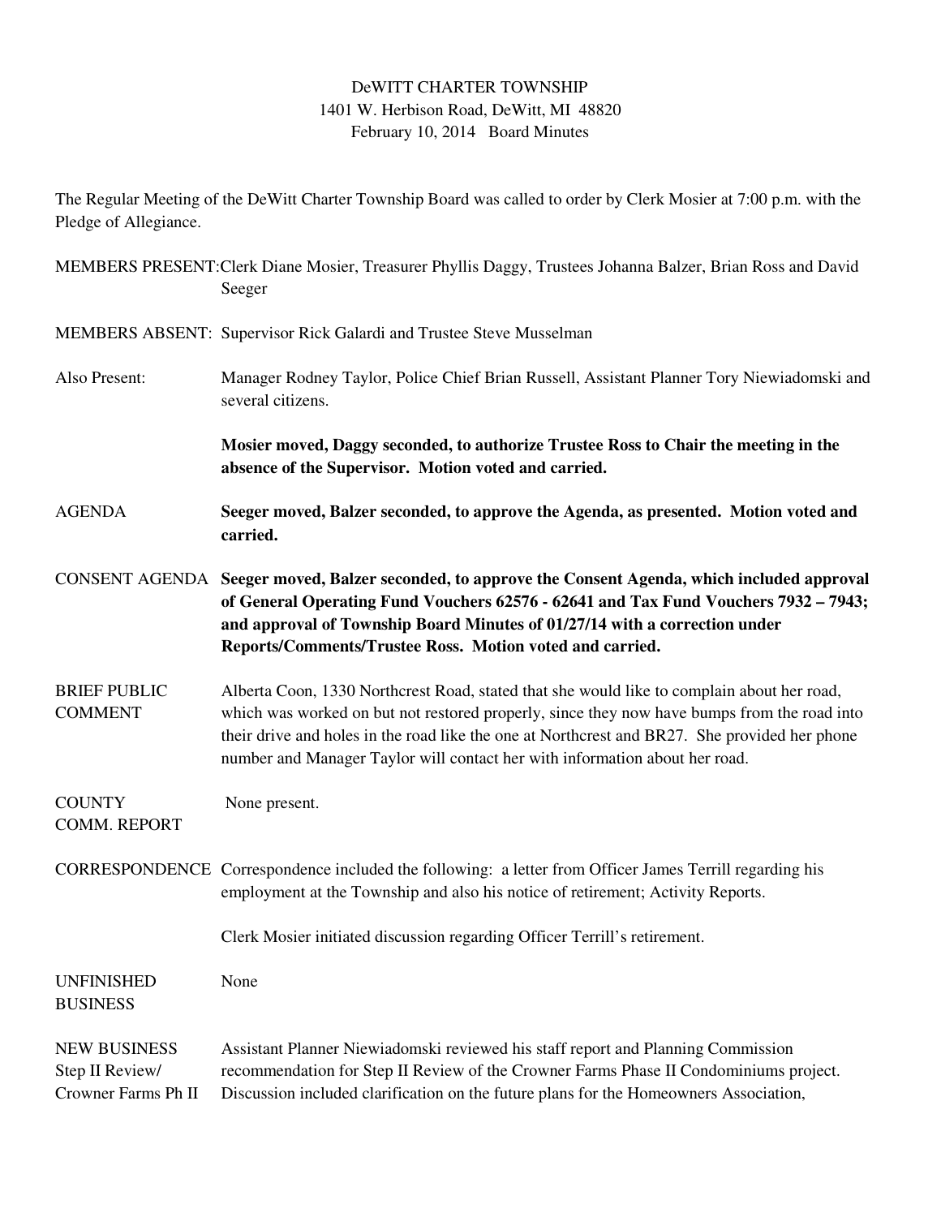# DeWITT CHARTER TOWNSHIP

1401 W. Herbison Road, DeWitt, MI 48820

February 10, 2014 Board Minutes

The Regular Meeting of the DeWitt Charter Township Board was called to order by Clerk Mosier at 7:00 p.m. with the Pledge of Allegiance.

MEMBERS PRESENT: Clerk Diane Mosier, Treasurer Phyllis Daggy, Trustees Johanna Balzer, Brian Ross and David Seeger

MEMBERS ABSENT: Supervisor Rick Galardi and Trustee Steve Musselman

Also Present: Manager Rodney Taylor, Police Chief Brian Russell, Assistant Planner Tory Niewiadomski and several citizens.

**Mosier moved, Daggy seconded, to authorize Trustee Ross to Chair the meeting in the absence of the Supervisor. Motion voted and carried.**

AGENDA **Seeger moved, Balzer seconded, to approve the Agenda, as presented. Motion voted and carried.**

CONSENT AGENDA **Seeger moved, Balzer seconded, to approve the Consent Agenda, which included approval of General Operating Fund Vouchers 62576 - 62641 and Tax Fund Vouchers 7932 – 7943; and approval of Township Board Minutes of 01/27/14 with a correction under Reports/Comments/Trustee Ross. Motion voted and carried.**

BRIEF PUBLIC COMMENT Alberta Coon, 1330 Northcrest Road, stated that she would like to complain about her road, which was worked on but not restored properly, since they now have bumps from the road into their drive and holes in the road like the one at Northcrest and BR27. She provided her phone number and Manager Taylor will contact her with information about her road.

COUNTY COMM. REPORT None present.

CORRESPONDENCE Correspondence included the following: a letter from Officer James Terrill regarding his employment at the Township and also his notice of retirement; Activity Reports.

Clerk Mosier initiated discussion regarding Officer Terrill's retirement.

UNFINISHED BUSINESS None

NEW BUSINESS
Step II Review/
Crowner Farms Ph II

Assistant Planner Niewiadomski reviewed his staff report and Planning Commission recommendation for Step II Review of the Crowner Farms Phase II Condominiums project. Discussion included clarification on the future plans for the Homeowners Association,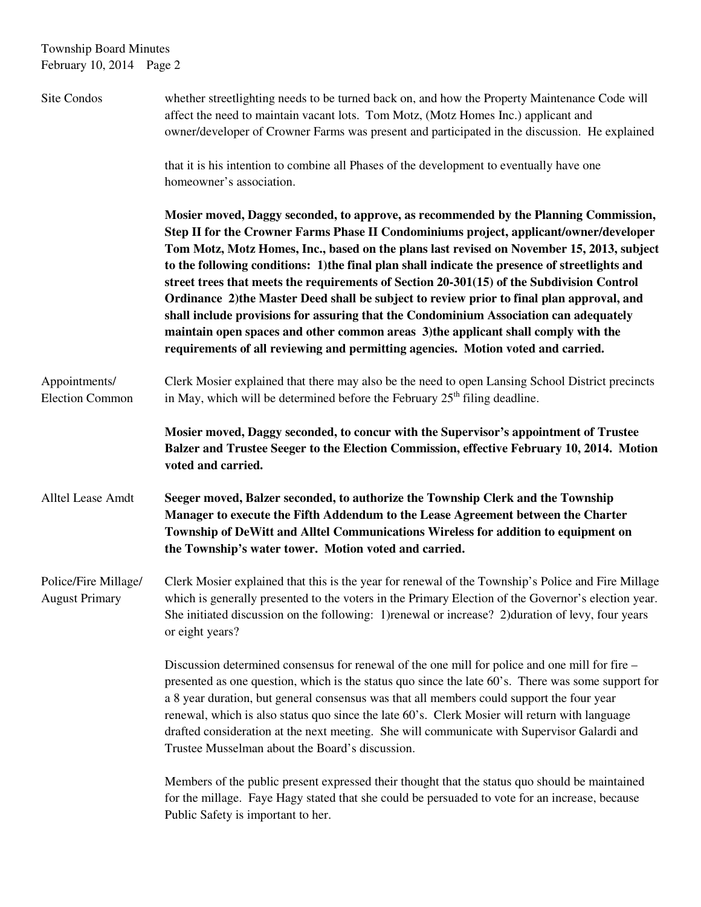**Site Condos** whether streetlighting needs to be turned back on, and how the Property Maintenance Code will affect the need to maintain vacant lots. Tom Motz, (Motz Homes Inc.) applicant and owner/developer of Crowner Farms was present and participated in the discussion. He explained

that it is his intention to combine all Phases of the development to eventually have one homeowner's association.

**Mosier moved, Daggy seconded, to approve, as recommended by the Planning Commission, Step II for the Crowner Farms Phase II Condominiums project, applicant/owner/developer Tom Motz, Motz Homes, Inc., based on the plans last revised on November 15, 2013, subject to the following conditions: 1)the final plan shall indicate the presence of streetlights and street trees that meets the requirements of Section 20-301(15) of the Subdivision Control Ordinance 2)the Master Deed shall be subject to review prior to final plan approval, and shall include provisions for assuring that the Condominium Association can adequately maintain open spaces and other common areas 3)the applicant shall comply with the requirements of all reviewing and permitting agencies. Motion voted and carried.**

**Appointments/ Election Common** Clerk Mosier explained that there may also be the need to open Lansing School District precincts in May, which will be determined before the February 25th filing deadline.

**Mosier moved, Daggy seconded, to concur with the Supervisor's appointment of Trustee Balzer and Trustee Seeger to the Election Commission, effective February 10, 2014. Motion voted and carried.**

**Alltel Lease Amdt** **Seeger moved, Balzer seconded, to authorize the Township Clerk and the Township Manager to execute the Fifth Addendum to the Lease Agreement between the Charter Township of DeWitt and Alltel Communications Wireless for addition to equipment on the Township's water tower. Motion voted and carried.**

**Police/Fire Millage/ August Primary** Clerk Mosier explained that this is the year for renewal of the Township's Police and Fire Millage which is generally presented to the voters in the Primary Election of the Governor's election year. She initiated discussion on the following: 1)renewal or increase? 2)duration of levy, four years or eight years?

Discussion determined consensus for renewal of the one mill for police and one mill for fire – presented as one question, which is the status quo since the late 60's. There was some support for a 8 year duration, but general consensus was that all members could support the four year renewal, which is also status quo since the late 60's. Clerk Mosier will return with language drafted consideration at the next meeting. She will communicate with Supervisor Galardi and Trustee Musselman about the Board's discussion.

Members of the public present expressed their thought that the status quo should be maintained for the millage. Faye Hagy stated that she could be persuaded to vote for an increase, because Public Safety is important to her.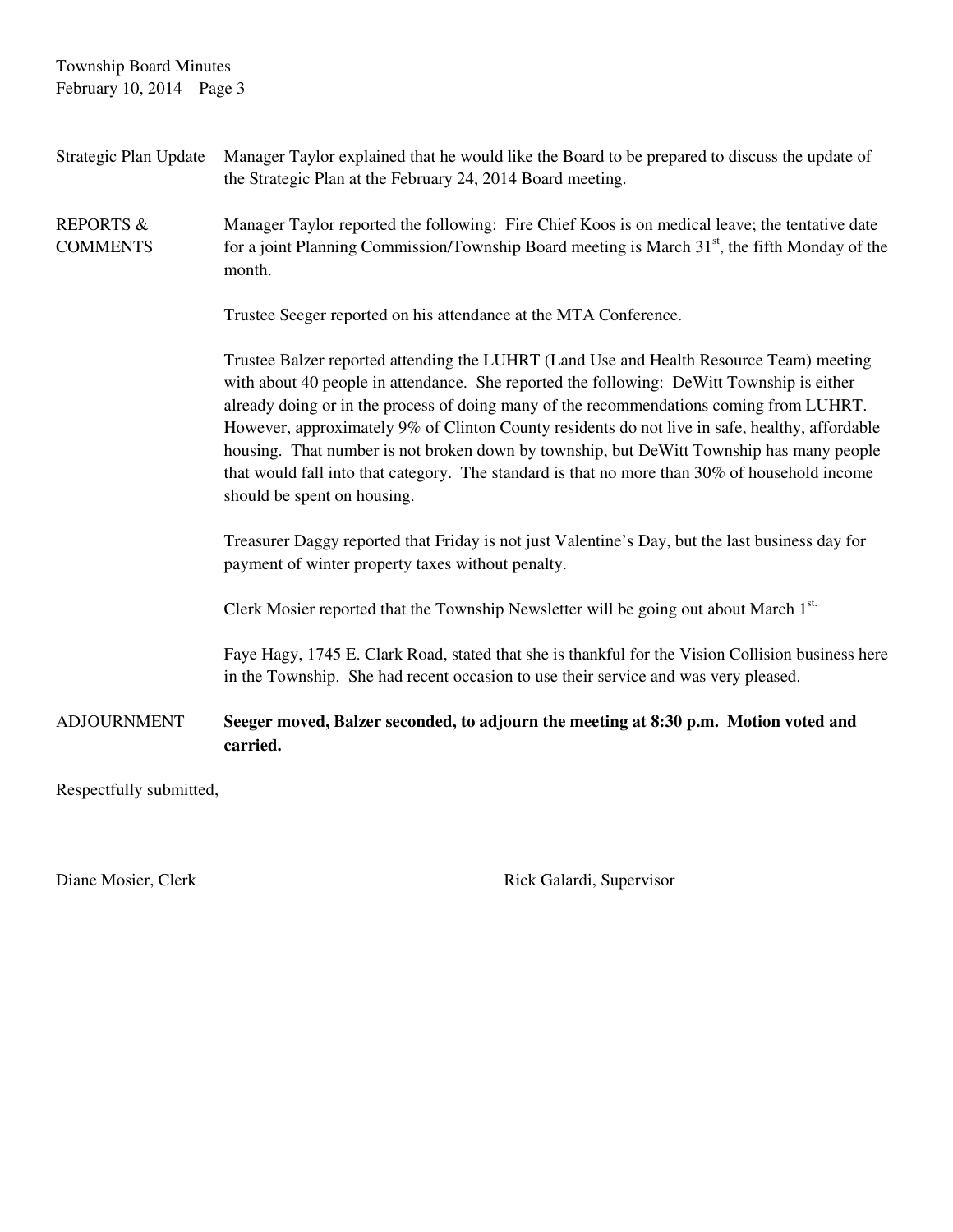**Strategic Plan Update**

Manager Taylor explained that he would like the Board to be prepared to discuss the update of the Strategic Plan at the February 24, 2014 Board meeting.

**REPORTS & COMMENTS**

Manager Taylor reported the following: Fire Chief Koos is on medical leave; the tentative date for a joint Planning Commission/Township Board meeting is March 31st, the fifth Monday of the month.

Trustee Seeger reported on his attendance at the MTA Conference.

Trustee Balzer reported attending the LUHRT (Land Use and Health Resource Team) meeting with about 40 people in attendance. She reported the following: DeWitt Township is either already doing or in the process of doing many of the recommendations coming from LUHRT. However, approximately 9% of Clinton County residents do not live in safe, healthy, affordable housing. That number is not broken down by township, but DeWitt Township has many people that would fall into that category. The standard is that no more than 30% of household income should be spent on housing.

Treasurer Daggy reported that Friday is not just Valentine's Day, but the last business day for payment of winter property taxes without penalty.

Clerk Mosier reported that the Township Newsletter will be going out about March 1st.

Faye Hagy, 1745 E. Clark Road, stated that she is thankful for the Vision Collision business here in the Township. She had recent occasion to use their service and was very pleased.

**ADJOURNMENT**

**Seeger moved, Balzer seconded, to adjourn the meeting at 8:30 p.m. Motion voted and carried.**

Respectfully submitted,

Diane Mosier, Clerk

Rick Galardi, Supervisor